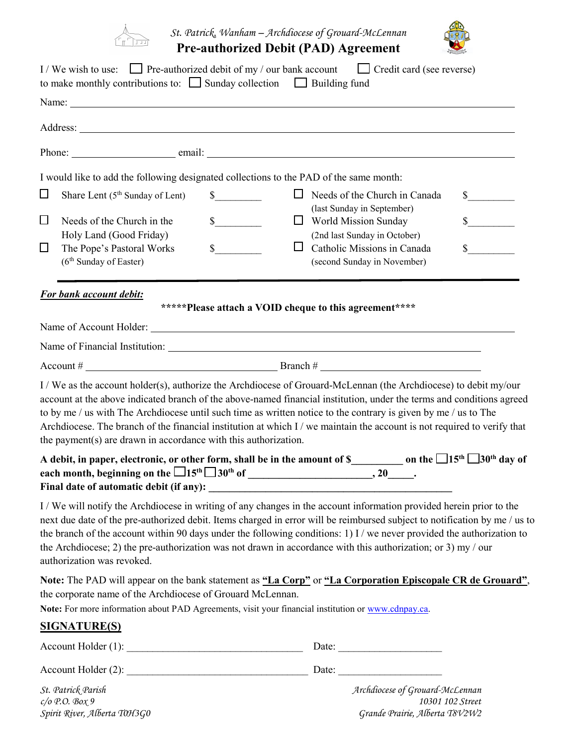*St. Patrick, Wanham – Archdiocese of Grouard-McLennan*

# Pre-authorized Debit (PAD) Agreement

I / We wish to use: ☐ Pre-authorized debit of my / our bank account ☐ Credit card (see reverse)
to make monthly contributions to: ☐ Sunday collection ☐ Building fund

Name: ________________________________________________

Address: ________________________________________________

Phone: ____________________ email: ________________________________________

I would like to add the following designated collections to the PAD of the same month:

| | | | | | |
|---|---|---|---|---|---|
| ☐ | Share Lent (5th Sunday of Lent) | $_________ | ☐ | Needs of the Church in Canada (last Sunday in September) | $_________ |
| ☐ | Needs of the Church in the Holy Land (Good Friday) | $_________ | ☐ | World Mission Sunday (2nd last Sunday in October) | $_________ |
| ☐ | The Pope's Pastoral Works (6th Sunday of Easter) | $_________ | ☐ | Catholic Missions in Canada (second Sunday in November) | $_________ |

***For bank account debit:***

**\*\*\*\*\*Please attach a VOID cheque to this agreement\*\*\*\***

Name of Account Holder: ________________________________________________

Name of Financial Institution: ________________________________________________

Account # ______________________________ Branch # ______________________________

I / We as the account holder(s), authorize the Archdiocese of Grouard-McLennan (the Archdiocese) to debit my/our account at the above indicated branch of the above-named financial institution, under the terms and conditions agreed to by me / us with The Archdiocese until such time as written notice to the contrary is given by me / us to The Archdiocese. The branch of the financial institution at which I / we maintain the account is not required to verify that the payment(s) are drawn in accordance with this authorization.

**A debit, in paper, electronic, or other form, shall be in the amount of $__________ on the ☐15th ☐30th day of each month, beginning on the ☐15th ☐30th of ______________________, 20_____.**
**Final date of automatic debit (if any): ______________________________________________**

I / We will notify the Archdiocese in writing of any changes in the account information provided herein prior to the next due date of the pre-authorized debit. Items charged in error will be reimbursed subject to notification by me / us to the branch of the account within 90 days under the following conditions: 1) I / we never provided the authorization to the Archdiocese; 2) the pre-authorization was not drawn in accordance with this authorization; or 3) my / our authorization was revoked.

**Note:** The PAD will appear on the bank statement as **"La Corp"** or **"La Corporation Episcopale CR de Grouard"**, the corporate name of the Archdiocese of Grouard McLennan.

**Note:** For more information about PAD Agreements, visit your financial institution or www.cdnpay.ca.

## SIGNATURE(S)

Account Holder (1): ______________________________ Date: ____________________

Account Holder (2): ______________________________ Date: ____________________

*St. Patrick Parish*
*c/o P.O. Box 9*
*Spirit River, Alberta T0H3G0*

*Archdiocese of Grouard-McLennan*
*10301 102 Street*
*Grande Prairie, Alberta T8V2W2*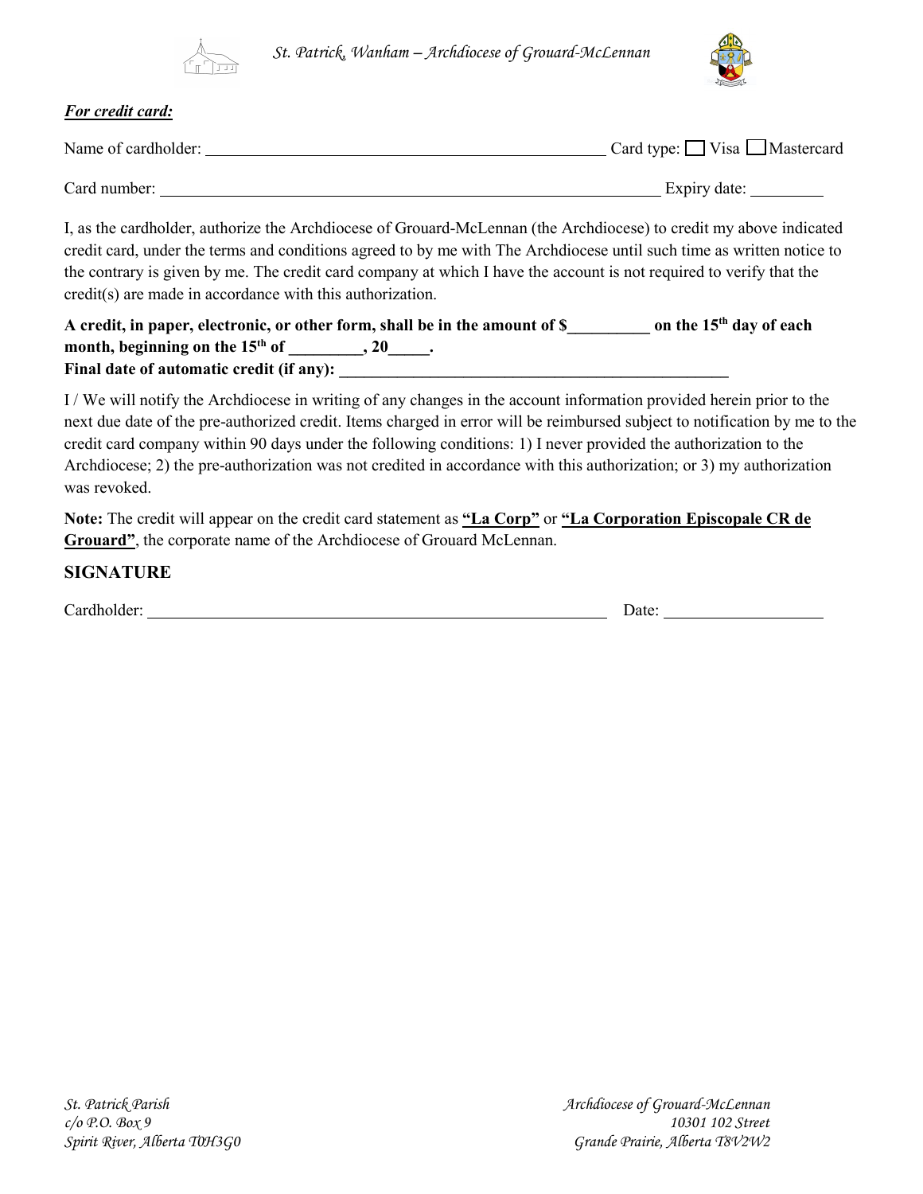***For credit card:***

Name of cardholder: ______________________________________________ Card type: ☐ Visa ☐ Mastercard

Card number: ____________________________________________________________ Expiry date: _________

I, as the cardholder, authorize the Archdiocese of Grouard-McLennan (the Archdiocese) to credit my above indicated credit card, under the terms and conditions agreed to by me with The Archdiocese until such time as written notice to the contrary is given by me. The credit card company at which I have the account is not required to verify that the credit(s) are made in accordance with this authorization.

**A credit, in paper, electronic, or other form, shall be in the amount of $__________ on the 15th day of each month, beginning on the 15th of _________, 20_____.**
**Final date of automatic credit (if any): __________________________________________________**

I / We will notify the Archdiocese in writing of any changes in the account information provided herein prior to the next due date of the pre-authorized credit. Items charged in error will be reimbursed subject to notification by me to the credit card company within 90 days under the following conditions: 1) I never provided the authorization to the Archdiocese; 2) the pre-authorization was not credited in accordance with this authorization; or 3) my authorization was revoked.

**Note:** The credit will appear on the credit card statement as **"La Corp"** or **"La Corporation Episcopale CR de Grouard"**, the corporate name of the Archdiocese of Grouard McLennan.

## SIGNATURE

Cardholder: ________________________________________________ Date: ____________________

*St. Patrick Parish*
*c/o P.O. Box 9*
*Spirit River, Alberta T0H3G0*

*Archdiocese of Grouard-McLennan*
*10301 102 Street*
*Grande Prairie, Alberta T8V2W2*